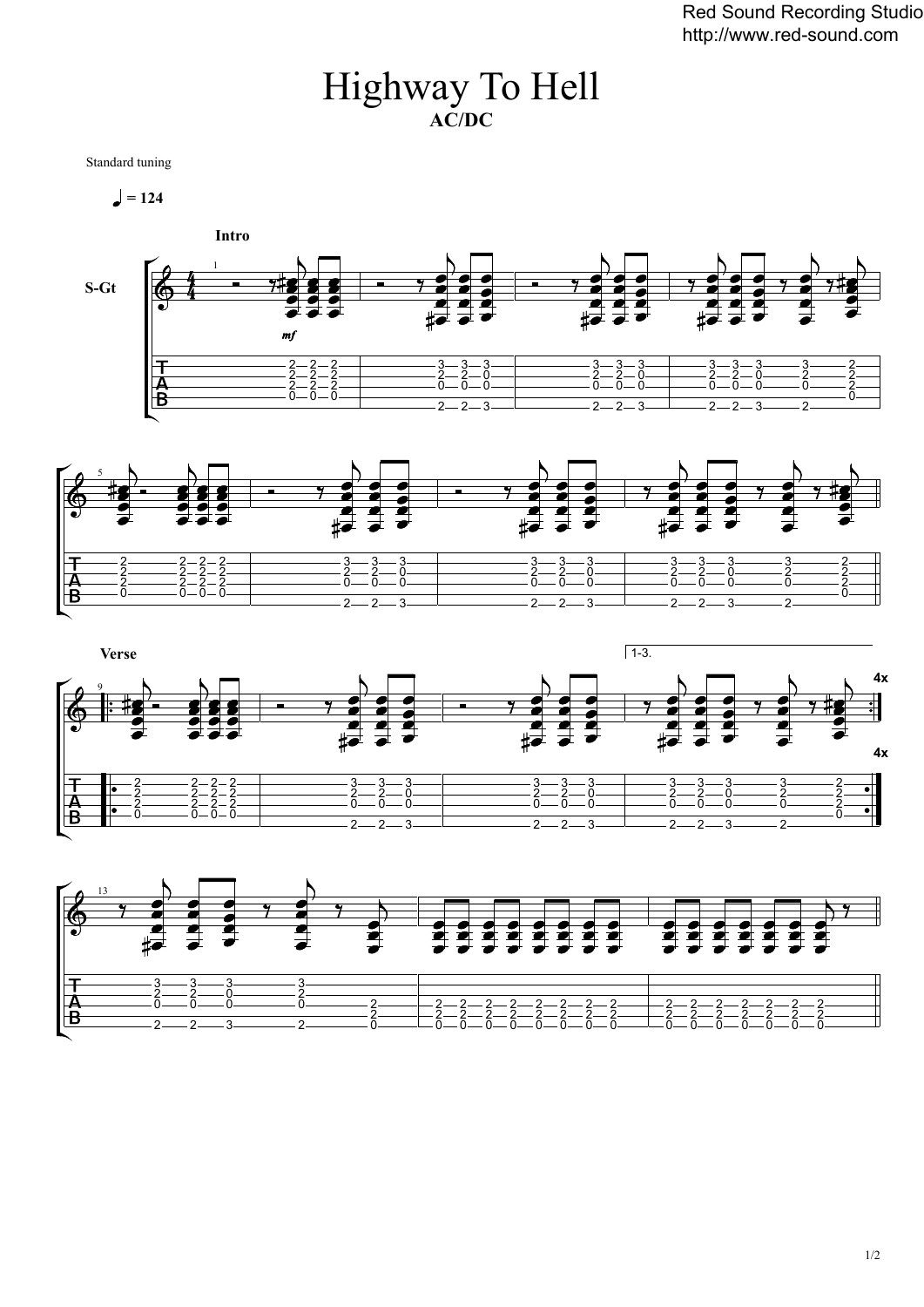# Highway To Hell

**AC/DC**

Standard tuning

♩ = 124

**Intro**

S-Gt

*mf*

**Verse**

1-3.

4x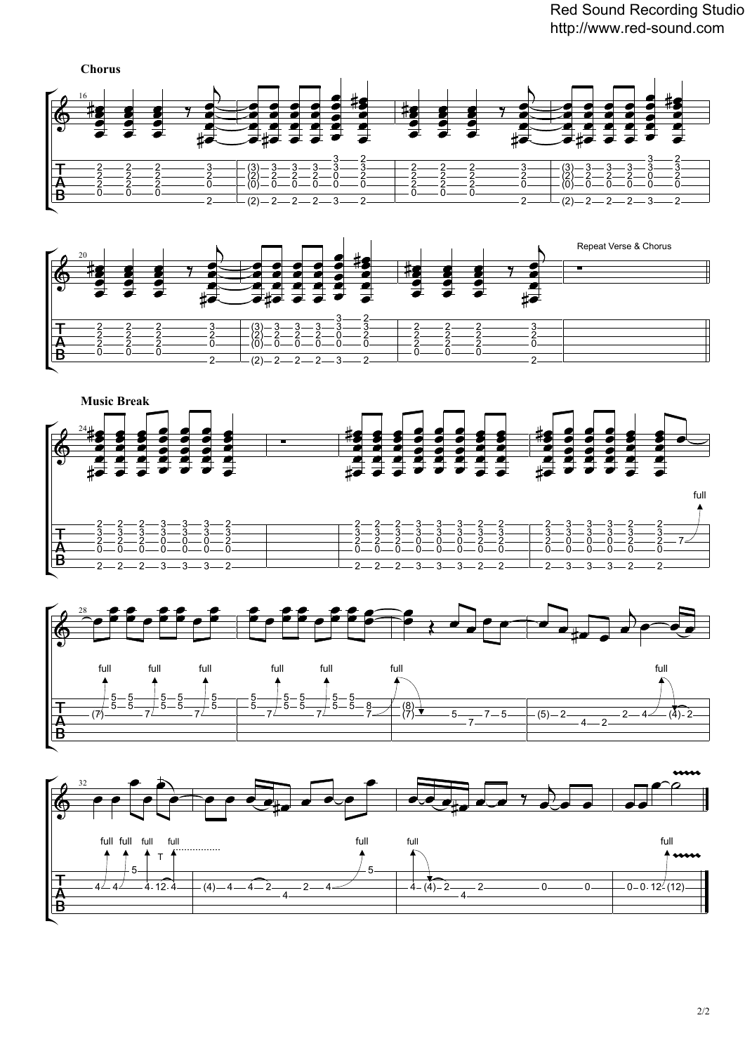**Chorus**

Repeat Verse & Chorus

**Music Break**